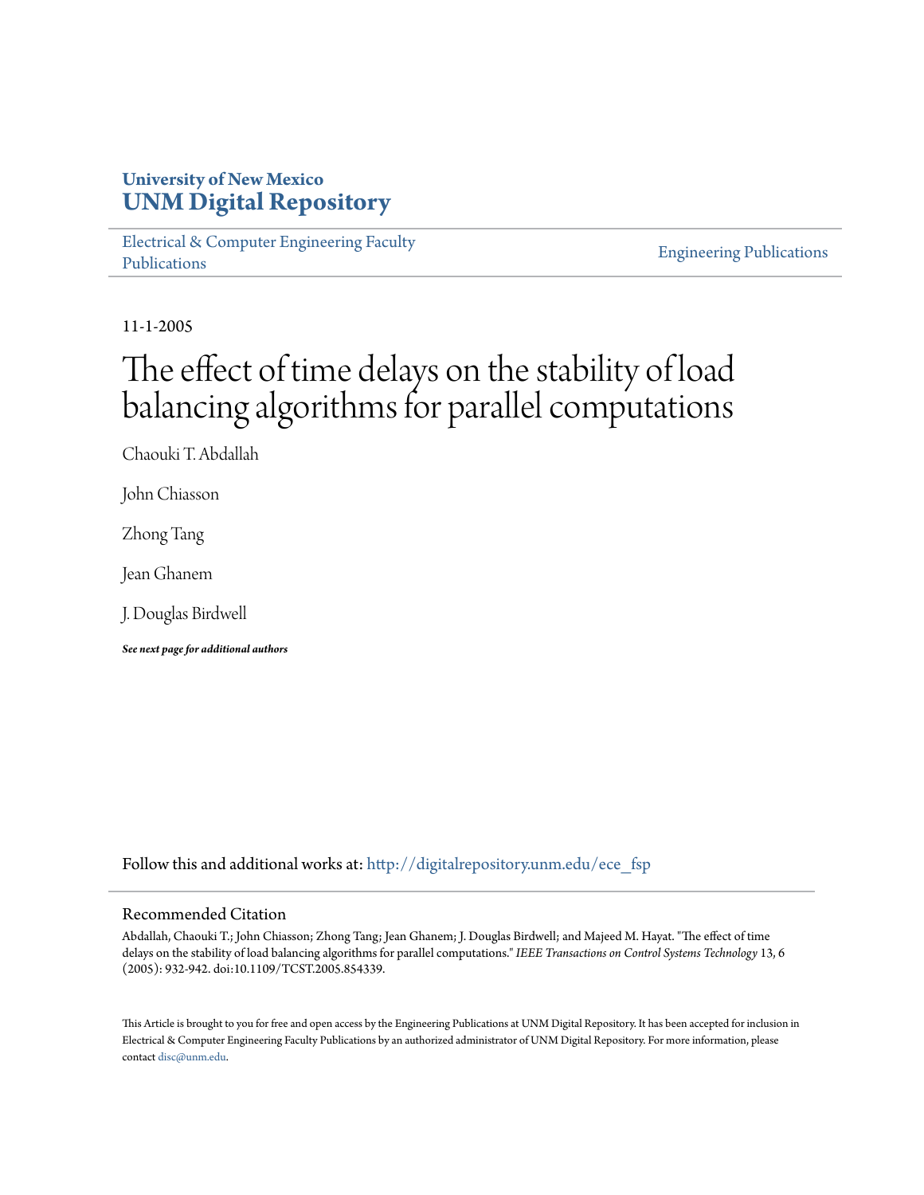**University of New Mexico**
**UNM Digital Repository**

Electrical & Computer Engineering Faculty Publications

Engineering Publications

11-1-2005

# The effect of time delays on the stability of load balancing algorithms for parallel computations

Chaouki T. Abdallah

John Chiasson

Zhong Tang

Jean Ghanem

J. Douglas Birdwell

***See next page for additional authors***

Follow this and additional works at: http://digitalrepository.unm.edu/ece_fsp

## Recommended Citation

Abdallah, Chaouki T.; John Chiasson; Zhong Tang; Jean Ghanem; J. Douglas Birdwell; and Majeed M. Hayat. "The effect of time delays on the stability of load balancing algorithms for parallel computations." *IEEE Transactions on Control Systems Technology* 13, 6 (2005): 932-942. doi:10.1109/TCST.2005.854339.

This Article is brought to you for free and open access by the Engineering Publications at UNM Digital Repository. It has been accepted for inclusion in Electrical & Computer Engineering Faculty Publications by an authorized administrator of UNM Digital Repository. For more information, please contact disc@unm.edu.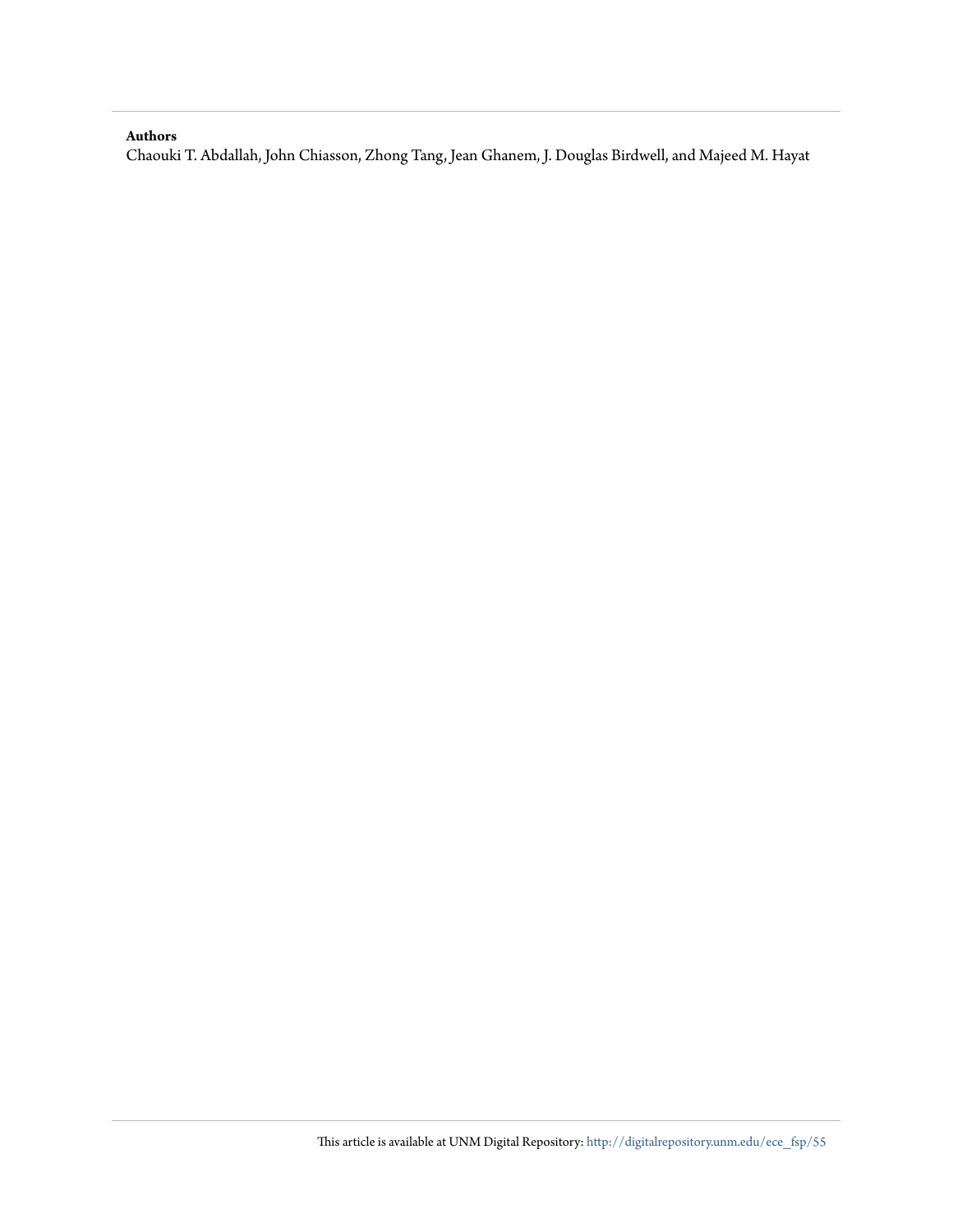**Authors**

Chaouki T. Abdallah, John Chiasson, Zhong Tang, Jean Ghanem, J. Douglas Birdwell, and Majeed M. Hayat

This article is available at UNM Digital Repository: http://digitalrepository.unm.edu/ece_fsp/55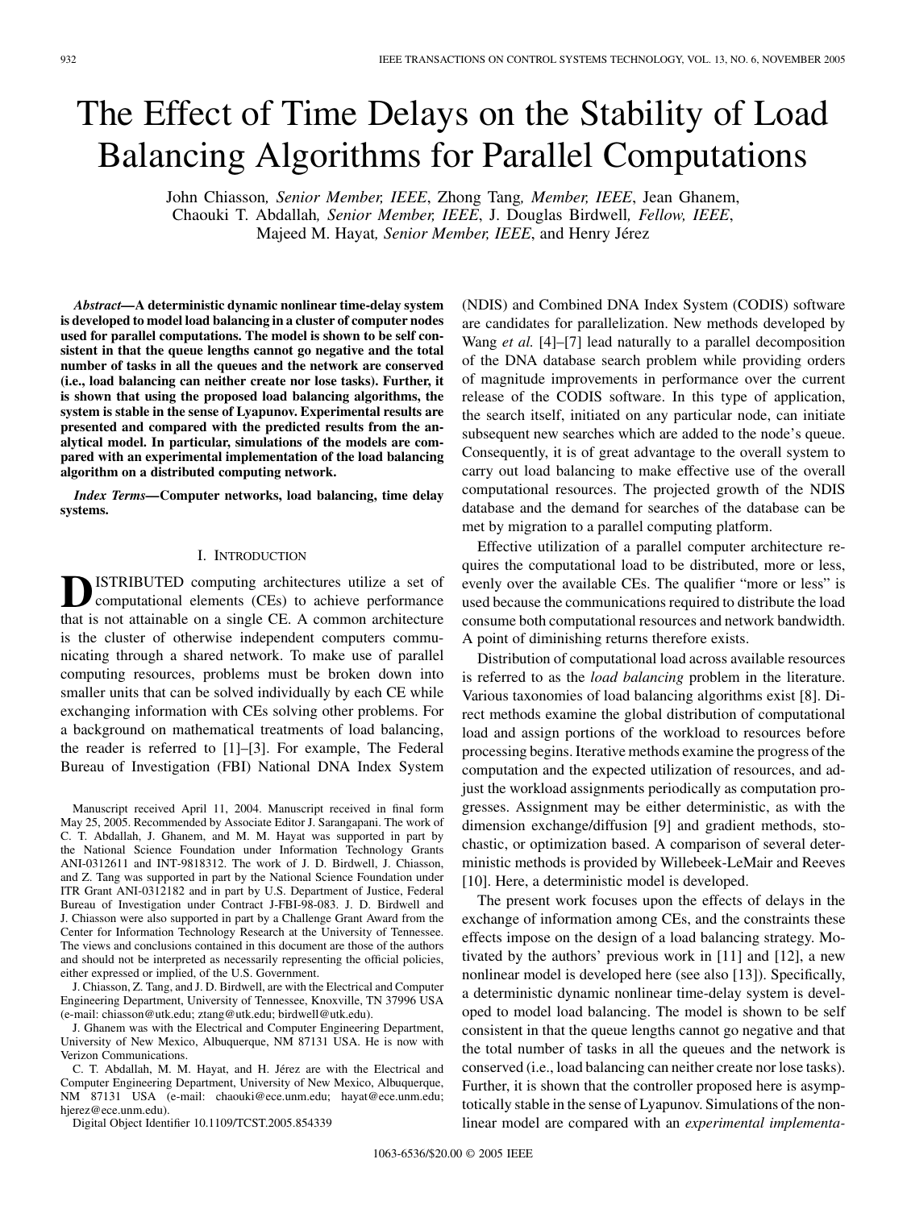# The Effect of Time Delays on the Stability of Load Balancing Algorithms for Parallel Computations

John Chiasson, *Senior Member, IEEE*, Zhong Tang, *Member, IEEE*, Jean Ghanem, Chaouki T. Abdallah, *Senior Member, IEEE*, J. Douglas Birdwell, *Fellow, IEEE*, Majeed M. Hayat, *Senior Member, IEEE*, and Henry Jérez

***Abstract*—A deterministic dynamic nonlinear time-delay system is developed to model load balancing in a cluster of computer nodes used for parallel computations. The model is shown to be self consistent in that the queue lengths cannot go negative and the total number of tasks in all the queues and the network are conserved (i.e., load balancing can neither create nor lose tasks). Further, it is shown that using the proposed load balancing algorithms, the system is stable in the sense of Lyapunov. Experimental results are presented and compared with the predicted results from the analytical model. In particular, simulations of the models are compared with an experimental implementation of the load balancing algorithm on a distributed computing network.**

***Index Terms*—Computer networks, load balancing, time delay systems.**

## I. Introduction

Distributed computing architectures utilize a set of computational elements (CEs) to achieve performance that is not attainable on a single CE. A common architecture is the cluster of otherwise independent computers communicating through a shared network. To make use of parallel computing resources, problems must be broken down into smaller units that can be solved individually by each CE while exchanging information with CEs solving other problems. For a background on mathematical treatments of load balancing, the reader is referred to [1]–[3]. For example, The Federal Bureau of Investigation (FBI) National DNA Index System (NDIS) and Combined DNA Index System (CODIS) software are candidates for parallelization. New methods developed by Wang *et al.* [4]–[7] lead naturally to a parallel decomposition of the DNA database search problem while providing orders of magnitude improvements in performance over the current release of the CODIS software. In this type of application, the search itself, initiated on any particular node, can initiate subsequent new searches which are added to the node's queue. Consequently, it is of great advantage to the overall system to carry out load balancing to make effective use of the overall computational resources. The projected growth of the NDIS database and the demand for searches of the database can be met by migration to a parallel computing platform.

Effective utilization of a parallel computer architecture requires the computational load to be distributed, more or less, evenly over the available CEs. The qualifier "more or less" is used because the communications required to distribute the load consume both computational resources and network bandwidth. A point of diminishing returns therefore exists.

Distribution of computational load across available resources is referred to as the *load balancing* problem in the literature. Various taxonomies of load balancing algorithms exist [8]. Direct methods examine the global distribution of computational load and assign portions of the workload to resources before processing begins. Iterative methods examine the progress of the computation and the expected utilization of resources, and adjust the workload assignments periodically as computation progresses. Assignment may be either deterministic, as with the dimension exchange/diffusion [9] and gradient methods, stochastic, or optimization based. A comparison of several deterministic methods is provided by Willebeek-LeMair and Reeves [10]. Here, a deterministic model is developed.

The present work focuses upon the effects of delays in the exchange of information among CEs, and the constraints these effects impose on the design of a load balancing strategy. Motivated by the authors' previous work in [11] and [12], a new nonlinear model is developed here (see also [13]). Specifically, a deterministic dynamic nonlinear time-delay system is developed to model load balancing. The model is shown to be self consistent in that the queue lengths cannot go negative and that the total number of tasks in all the queues and the network is conserved (i.e., load balancing can neither create nor lose tasks). Further, it is shown that the controller proposed here is asymptotically stable in the sense of Lyapunov. Simulations of the nonlinear model are compared with an *experimental implementa-*

Manuscript received April 11, 2004. Manuscript received in final form May 25, 2005. Recommended by Associate Editor J. Sarangapani. The work of C. T. Abdallah, J. Ghanem, and M. M. Hayat was supported in part by the National Science Foundation under Information Technology Grants ANI-0312611 and INT-9818312. The work of J. D. Birdwell, J. Chiasson, and Z. Tang was supported in part by the National Science Foundation under ITR Grant ANI-0312182 and in part by U.S. Department of Justice, Federal Bureau of Investigation under Contract J-FBI-98-083. J. D. Birdwell and J. Chiasson were also supported in part by a Challenge Grant Award from the Center for Information Technology Research at the University of Tennessee. The views and conclusions contained in this document are those of the authors and should not be interpreted as necessarily representing the official policies, either expressed or implied, of the U.S. Government.

J. Chiasson, Z. Tang, and J. D. Birdwell, are with the Electrical and Computer Engineering Department, University of Tennessee, Knoxville, TN 37996 USA (e-mail: chiasson@utk.edu; ztang@utk.edu; birdwell@utk.edu).

J. Ghanem was with the Electrical and Computer Engineering Department, University of New Mexico, Albuquerque, NM 87131 USA. He is now with Verizon Communications.

C. T. Abdallah, M. M. Hayat, and H. Jérez are with the Electrical and Computer Engineering Department, University of New Mexico, Albuquerque, NM 87131 USA (e-mail: chaouki@ece.unm.edu; hayat@ece.unm.edu; hjerez@ece.unm.edu).

Digital Object Identifier 10.1109/TCST.2005.854339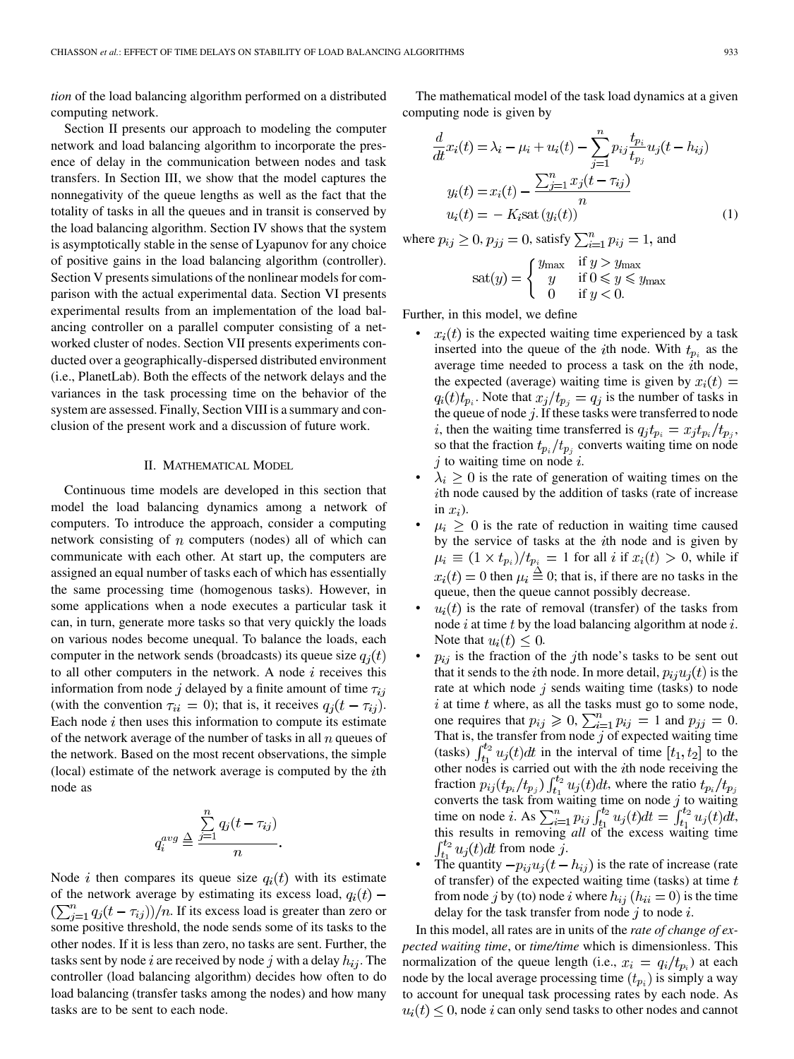*tion* of the load balancing algorithm performed on a distributed computing network.

Section II presents our approach to modeling the computer network and load balancing algorithm to incorporate the presence of delay in the communication between nodes and task transfers. In Section III, we show that the model captures the nonnegativity of the queue lengths as well as the fact that the totality of tasks in all the queues and in transit is conserved by the load balancing algorithm. Section IV shows that the system is asymptotically stable in the sense of Lyapunov for any choice of positive gains in the load balancing algorithm (controller). Section V presents simulations of the nonlinear models for comparison with the actual experimental data. Section VI presents experimental results from an implementation of the load balancing controller on a parallel computer consisting of a networked cluster of nodes. Section VII presents experiments conducted over a geographically-dispersed distributed environment (i.e., PlanetLab). Both the effects of the network delays and the variances in the task processing time on the behavior of the system are assessed. Finally, Section VIII is a summary and conclusion of the present work and a discussion of future work.

## II. Mathematical Model

Continuous time models are developed in this section that model the load balancing dynamics among a network of computers. To introduce the approach, consider a computing network consisting of $n$ computers (nodes) all of which can communicate with each other. At start up, the computers are assigned an equal number of tasks each of which has essentially the same processing time (homogenous tasks). However, in some applications when a node executes a particular task it can, in turn, generate more tasks so that very quickly the loads on various nodes become unequal. To balance the loads, each computer in the network sends (broadcasts) its queue size $q_j(t)$ to all other computers in the network. A node $i$ receives this information from node $j$ delayed by a finite amount of time $\tau_{ij}$ (with the convention $\tau_{ii} = 0$); that is, it receives $q_j(t-\tau_{ij})$. Each node $i$ then uses this information to compute its estimate of the network average of the number of tasks in all $n$ queues of the network. Based on the most recent observations, the simple (local) estimate of the network average is computed by the $i$th node as

$$q_i^{avg} \triangleq \frac{\sum_{j=1}^{n} q_j(t-\tau_{ij})}{n}.$$

Node $i$ then compares its queue size $q_i(t)$ with its estimate of the network average by estimating its excess load, $q_i(t) - (\sum_{j=1}^{n} q_j(t-\tau_{ij}))/n$. If its excess load is greater than zero or some positive threshold, the node sends some of its tasks to the other nodes. If it is less than zero, no tasks are sent. Further, the tasks sent by node $i$ are received by node $j$ with a delay $h_{ij}$. The controller (load balancing algorithm) decides how often to do load balancing (transfer tasks among the nodes) and how many tasks are to be sent to each node.

The mathematical model of the task load dynamics at a given computing node is given by

$$\begin{aligned}
\frac{d}{dt}x_i(t) &= \lambda_i - \mu_i + u_i(t) - \sum_{j=1}^{n} p_{ij}\frac{t_{p_i}}{t_{p_j}}u_j(t-h_{ij}) \\
y_i(t) &= x_i(t) - \frac{\sum_{j=1}^{n} x_j(t-\tau_{ij})}{n} \\
u_i(t) &= -K_i \text{sat}\left(y_i(t)\right)
\end{aligned} \tag{1}$$

where $p_{ij} \geq 0$, $p_{jj} = 0$, satisfy $\sum_{i=1}^{n} p_{ij} = 1$, and

$$\text{sat}(y) = \begin{cases} y_{\max} & \text{if } y > y_{\max} \\ y & \text{if } 0 \leqslant y \leqslant y_{\max} \\ 0 & \text{if } y < 0. \end{cases}$$

Further, in this model, we define

- $x_i(t)$ is the expected waiting time experienced by a task inserted into the queue of the $i$th node. With $t_{p_i}$ as the average time needed to process a task on the $i$th node, the expected (average) waiting time is given by $x_i(t) = q_i(t)t_{p_i}$. Note that $x_j/t_{p_j} = q_j$ is the number of tasks in the queue of node $j$. If these tasks were transferred to node $i$, then the waiting time transferred is $q_j t_{p_i} = x_j t_{p_i}/t_{p_j}$, so that the fraction $t_{p_i}/t_{p_j}$ converts waiting time on node $j$ to waiting time on node $i$.
- $\lambda_i \geq 0$ is the rate of generation of waiting times on the $i$th node caused by the addition of tasks (rate of increase in $x_i$).
- $\mu_i \geq 0$ is the rate of reduction in waiting time caused by the service of tasks at the $i$th node and is given by $\mu_i \equiv (1 \times t_{p_i})/t_{p_i} = 1$ for all $i$ if $x_i(t) > 0$, while if $x_i(t) = 0$ then $\mu_i \triangleq 0$; that is, if there are no tasks in the queue, then the queue cannot possibly decrease.
- $u_i(t)$ is the rate of removal (transfer) of the tasks from node $i$ at time $t$ by the load balancing algorithm at node $i$. Note that $u_i(t) \leq 0$.
- $p_{ij}$ is the fraction of the $j$th node's tasks to be sent out that it sends to the $i$th node. In more detail, $p_{ij}u_j(t)$ is the rate at which node $j$ sends waiting time (tasks) to node $i$ at time $t$ where, as all the tasks must go to some node, one requires that $p_{ij} \geqslant 0$, $\sum_{i=1}^{n} p_{ij} = 1$ and $p_{jj} = 0$. That is, the transfer from node $j$ of expected waiting time (tasks) $\int_{t_1}^{t_2} u_j(t)dt$ in the interval of time $[t_1, t_2]$ to the other nodes is carried out with the $i$th node receiving the fraction $p_{ij}(t_{p_i}/t_{p_j})\int_{t_1}^{t_2} u_j(t)dt$, where the ratio $t_{p_i}/t_{p_j}$ converts the task from waiting time on node $j$ to waiting time on node $i$. As $\sum_{i=1}^{n} p_{ij}\int_{t_1}^{t_2} u_j(t)dt = \int_{t_1}^{t_2} u_j(t)dt$, this results in removing *all* of the excess waiting time $\int_{t_1}^{t_2} u_j(t)dt$ from node $j$.
- The quantity $-p_{ij}u_j(t-h_{ij})$ is the rate of increase (rate of transfer) of the expected waiting time (tasks) at time $t$ from node $j$ by (to) node $i$ where $h_{ij}$ ($h_{ii} = 0$) is the time delay for the task transfer from node $j$ to node $i$.

In this model, all rates are in units of the *rate of change of expected waiting time*, or *time/time* which is dimensionless. This normalization of the queue length (i.e., $x_i = q_i/t_{p_i}$) at each node by the local average processing time ($t_{p_i}$) is simply a way to account for unequal task processing rates by each node. As $u_i(t) \leq 0$, node $i$ can only send tasks to other nodes and cannot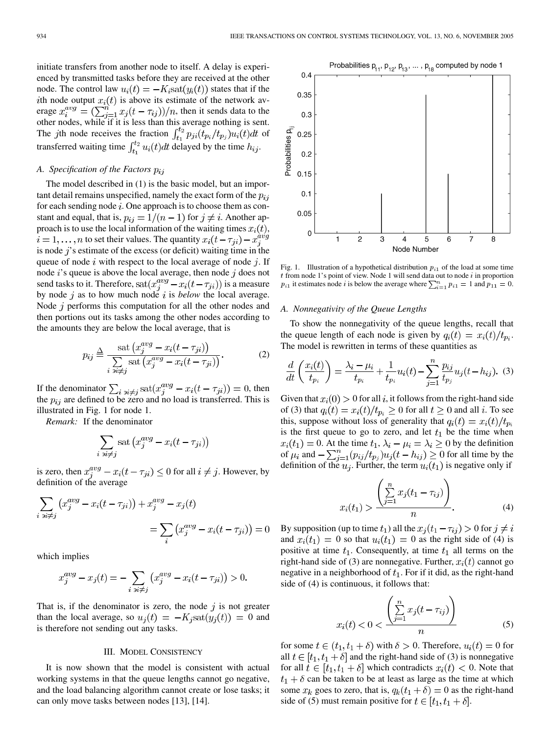initiate transfers from another node to itself. A delay is experienced by transmitted tasks before they are received at the other node. The control law $u_i(t) = -K_i \text{sat}(y_i(t))$ states that if the $i$th node output $x_i(t)$ is above its estimate of the network average $x_i^{avg} = (\sum_{j=1}^{n} x_j(t-\tau_{ij}))/n$, then it sends data to the other nodes, while if it is less than this average nothing is sent. The $j$th node receives the fraction $\int_{t_1}^{t_2} p_{ji}(t_{p_i}/t_{p_j}) u_i(t) dt$ of transferred waiting time $\int_{t_1}^{t_2} u_i(t) dt$ delayed by the time $h_{ij}$.

### A. Specification of the Factors $p_{ij}$

The model described in (1) is the basic model, but an important detail remains unspecified, namely the exact form of the $p_{ij}$ for each sending node $i$. One approach is to choose them as constant and equal, that is, $p_{ij} = 1/(n-1)$ for $j \neq i$. Another approach is to use the local information of the waiting times $x_i(t)$, $i = 1, \ldots, n$ to set their values. The quantity $x_i(t - \tau_{ji}) - x_j^{avg}$ is node $j$'s estimate of the excess (or deficit) waiting time in the queue of node $i$ with respect to the local average of node $j$. If node $i$'s queue is above the local average, then node $j$ does not send tasks to it. Therefore, $\text{sat}(x_j^{avg} - x_i(t - \tau_{ji}))$ is a measure by node $j$ as to how much node $i$ is *below* the local average. Node $j$ performs this computation for all the other nodes and then portions out its tasks among the other nodes according to the amounts they are below the local average, that is

$$p_{ij} \triangleq \frac{\text{sat}\left(x_j^{avg} - x_i(t-\tau_{ji})\right)}{\sum_{i \ni i \neq j} \text{sat}\left(x_j^{avg} - x_i(t-\tau_{ji})\right)}. \tag{2}$$

If the denominator $\sum_{i \ni i \neq j} \text{sat}(x_j^{avg} - x_i(t-\tau_{ji})) = 0$, then the $p_{ij}$ are defined to be zero and no load is transferred. This is illustrated in Fig. 1 for node 1.

*Remark:* If the denominator

$$\sum_{i \ni i \neq j} \text{sat}\left(x_j^{avg} - x_i(t-\tau_{ji})\right)$$

is zero, then $x_j^{avg} - x_i(t - \tau_{ji}) \leq 0$ for all $i \neq j$. However, by definition of the average

$$\sum_{i \ni i \neq j} \left(x_j^{avg} - x_i(t-\tau_{ji})\right) + x_j^{avg} - x_j(t) = \sum_{i} \left(x_j^{avg} - x_i(t-\tau_{ji})\right) = 0$$

which implies

$$x_j^{avg} - x_j(t) = -\sum_{i \ni i \neq j} \left(x_j^{avg} - x_i(t-\tau_{ji})\right) > 0.$$

That is, if the denominator is zero, the node $j$ is not greater than the local average, so $u_j(t) = -K_j \text{sat}(y_j(t)) = 0$ and is therefore not sending out any tasks.

## III. Model Consistency

It is now shown that the model is consistent with actual working systems in that the queue lengths cannot go negative, and the load balancing algorithm cannot create or lose tasks; it can only move tasks between nodes [13], [14].

Fig. 1. Illustration of a hypothetical distribution $p_{i1}$ of the load at some time $t$ from node 1's point of view. Node 1 will send data out to node $i$ in proportion $p_{i1}$ it estimates node $i$ is below the average where $\sum_{i=1}^{n} p_{i1} = 1$ and $p_{11} = 0$.

### A. Nonnegativity of the Queue Lengths

To show the nonnegativity of the queue lengths, recall that the queue length of each node is given by $q_i(t) = x_i(t)/t_{p_i}$. The model is rewritten in terms of these quantities as

$$\frac{d}{dt}\left(\frac{x_i(t)}{t_{p_i}}\right) = \frac{\lambda_i - \mu_i}{t_{p_i}} + \frac{1}{t_{p_i}} u_i(t) - \sum_{j=1}^{n} \frac{p_{ij}}{t_{p_j}} u_j(t - h_{ij}). \tag{3}$$

Given that $x_i(0) > 0$ for all $i$, it follows from the right-hand side of (3) that $q_i(t) = x_i(t)/t_{p_i} \geq 0$ for all $t \geq 0$ and all $i$. To see this, suppose without loss of generality that $q_i(t) = x_i(t)/t_{p_i}$ is the first queue to go to zero, and let $t_1$ be the time when $x_i(t_1) = 0$. At the time $t_1$, $\lambda_i - \mu_i = \lambda_i \geq 0$ by the definition of $\mu_i$ and $-\sum_{j=1}^{n}(p_{ij}/t_{p_j}) u_j(t - h_{ij}) \geq 0$ for all time by the definition of the $u_j$. Further, the term $u_i(t_1)$ is negative only if

$$x_i(t_1) > \frac{\left(\sum_{j=1}^{n} x_j(t_1 - \tau_{ij})\right)}{n}. \tag{4}$$

By supposition (up to time $t_1$) all the $x_j(t_1 - \tau_{ij}) > 0$ for $j \neq i$ and $x_i(t_1) = 0$ so that $u_i(t_1) = 0$ as the right side of (4) is positive at time $t_1$. Consequently, at time $t_1$ all terms on the right-hand side of (3) are nonnegative. Further, $x_i(t)$ cannot go negative in a neighborhood of $t_1$. For if it did, as the right-hand side of (4) is continuous, it follows that:

$$x_i(t) < 0 < \frac{\left(\sum_{j=1}^{n} x_j(t - \tau_{ij})\right)}{n} \tag{5}$$

for some $t \in (t_1, t_1 + \delta)$ with $\delta > 0$. Therefore, $u_i(t) = 0$ for all $t \in [t_1, t_1 + \delta]$ and the right-hand side of (3) is nonnegative for all $t \in [t_1, t_1 + \delta]$ which contradicts $x_i(t) < 0$. Note that $t_1 + \delta$ can be taken to be at least as large as the time at which some $x_k$ goes to zero, that is, $q_k(t_1 + \delta) = 0$ as the right-hand side of (5) must remain positive for $t \in [t_1, t_1 + \delta]$.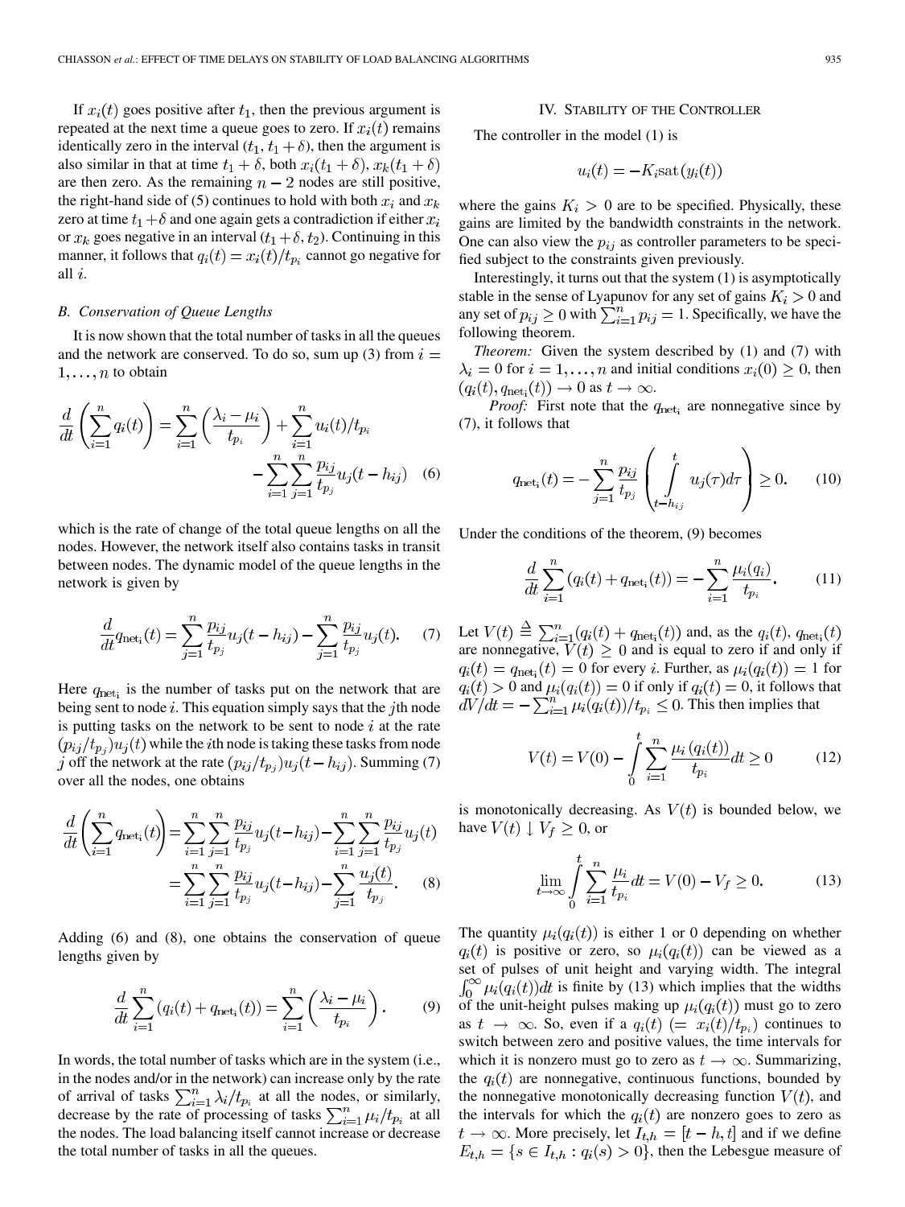If $x_i(t)$ goes positive after $t_1$, then the previous argument is repeated at the next time a queue goes to zero. If $x_i(t)$ remains identically zero in the interval $(t_1, t_1+\delta)$, then the argument is also similar in that at time $t_1+\delta$, both $x_i(t_1+\delta)$, $x_k(t_1+\delta)$ are then zero. As the remaining $n-2$ nodes are still positive, the right-hand side of (5) continues to hold with both $x_i$ and $x_k$ zero at time $t_1+\delta$ and one again gets a contradiction if either $x_i$ or $x_k$ goes negative in an interval $(t_1+\delta, t_2)$. Continuing in this manner, it follows that $q_i(t) = x_i(t)/t_{p_i}$ cannot go negative for all $i$.

### B. Conservation of Queue Lengths

It is now shown that the total number of tasks in all the queues and the network are conserved. To do so, sum up (3) from $i = 1, \ldots, n$ to obtain

$$\frac{d}{dt}\left(\sum_{i=1}^{n} q_i(t)\right) = \sum_{i=1}^{n}\left(\frac{\lambda_i - \mu_i}{t_{p_i}}\right) + \sum_{i=1}^{n} u_i(t)/t_{p_i} - \sum_{i=1}^{n}\sum_{j=1}^{n}\frac{p_{ij}}{t_{p_j}} u_j(t-h_{ij}) \quad (6)$$

which is the rate of change of the total queue lengths on all the nodes. However, the network itself also contains tasks in transit between nodes. The dynamic model of the queue lengths in the network is given by

$$\frac{d}{dt} q_{\text{net}_i}(t) = \sum_{j=1}^{n}\frac{p_{ij}}{t_{p_j}} u_j(t-h_{ij}) - \sum_{j=1}^{n}\frac{p_{ij}}{t_{p_j}} u_j(t). \quad (7)$$

Here $q_{\text{net}_i}$ is the number of tasks put on the network that are being sent to node $i$. This equation simply says that the $j$th node is putting tasks on the network to be sent to node $i$ at the rate $(p_{ij}/t_{p_j})u_j(t)$ while the $i$th node is taking these tasks from node $j$ off the network at the rate $(p_{ij}/t_{p_j})u_j(t-h_{ij})$. Summing (7) over all the nodes, one obtains

$$\begin{aligned}\frac{d}{dt}\left(\sum_{i=1}^{n} q_{\text{net}_i}(t)\right) &= \sum_{i=1}^{n}\sum_{j=1}^{n}\frac{p_{ij}}{t_{p_j}} u_j(t-h_{ij}) - \sum_{i=1}^{n}\sum_{j=1}^{n}\frac{p_{ij}}{t_{p_j}} u_j(t) \\ &= \sum_{i=1}^{n}\sum_{j=1}^{n}\frac{p_{ij}}{t_{p_j}} u_j(t-h_{ij}) - \sum_{j=1}^{n}\frac{u_j(t)}{t_{p_j}}. \end{aligned} \quad (8)$$

Adding (6) and (8), one obtains the conservation of queue lengths given by

$$\frac{d}{dt}\sum_{i=1}^{n}\left(q_i(t) + q_{\text{net}_i}(t)\right) = \sum_{i=1}^{n}\left(\frac{\lambda_i - \mu_i}{t_{p_i}}\right). \quad (9)$$

In words, the total number of tasks which are in the system (i.e., in the nodes and/or in the network) can increase only by the rate of arrival of tasks $\sum_{i=1}^{n}\lambda_i/t_{p_i}$ at all the nodes, or similarly, decrease by the rate of processing of tasks $\sum_{i=1}^{n}\mu_i/t_{p_i}$ at all the nodes. The load balancing itself cannot increase or decrease the total number of tasks in all the queues.

## IV. Stability of the Controller

The controller in the model (1) is

$$u_i(t) = -K_i \text{sat}(y_i(t))$$

where the gains $K_i > 0$ are to be specified. Physically, these gains are limited by the bandwidth constraints in the network. One can also view the $p_{ij}$ as controller parameters to be specified subject to the constraints given previously.

Interestingly, it turns out that the system (1) is asymptotically stable in the sense of Lyapunov for any set of gains $K_i > 0$ and any set of $p_{ij} \geq 0$ with $\sum_{i=1}^{n} p_{ij} = 1$. Specifically, we have the following theorem.

*Theorem:* Given the system described by (1) and (7) with $\lambda_i = 0$ for $i = 1, \ldots, n$ and initial conditions $x_i(0) \geq 0$, then $(q_i(t), q_{\text{net}_i}(t)) \to 0$ as $t \to \infty$.

*Proof:* First note that the $q_{\text{net}_i}$ are nonnegative since by (7), it follows that

$$q_{\text{net}_i}(t) = -\sum_{j=1}^{n}\frac{p_{ij}}{t_{p_j}}\left(\int_{t-h_{ij}}^{t} u_j(\tau)d\tau\right) \geq 0. \quad (10)$$

Under the conditions of the theorem, (9) becomes

$$\frac{d}{dt}\sum_{i=1}^{n}\left(q_i(t) + q_{\text{net}_i}(t)\right) = -\sum_{i=1}^{n}\frac{\mu_i(q_i)}{t_{p_i}}. \quad (11)$$

Let $V(t) \triangleq \sum_{i=1}^{n}(q_i(t) + q_{\text{net}_i}(t))$ and, as the $q_i(t)$, $q_{\text{net}_i}(t)$ are nonnegative, $V(t) \geq 0$ and is equal to zero if and only if $q_i(t) = q_{\text{net}_i}(t) = 0$ for every $i$. Further, as $\mu_i(q_i(t)) = 1$ for $q_i(t) > 0$ and $\mu_i(q_i(t)) = 0$ if only if $q_i(t) = 0$, it follows that $dV/dt = -\sum_{i=1}^{n}\mu_i(q_i(t))/t_{p_i} \leq 0$. This then implies that

$$V(t) = V(0) - \int_{0}^{t}\sum_{i=1}^{n}\frac{\mu_i(q_i(t))}{t_{p_i}}dt \geq 0 \quad (12)$$

is monotonically decreasing. As $V(t)$ is bounded below, we have $V(t) \downarrow V_f \geq 0$, or

$$\lim_{t\to\infty}\int_{0}^{t}\sum_{i=1}^{n}\frac{\mu_i}{t_{p_i}}dt = V(0) - V_f \geq 0. \quad (13)$$

The quantity $\mu_i(q_i(t))$ is either 1 or 0 depending on whether $q_i(t)$ is positive or zero, so $\mu_i(q_i(t))$ can be viewed as a set of pulses of unit height and varying width. The integral $\int_0^\infty \mu_i(q_i(t))dt$ is finite by (13) which implies that the widths of the unit-height pulses making up $\mu_i(q_i(t))$ must go to zero as $t \to \infty$. So, even if a $q_i(t)$ $(= x_i(t)/t_{p_i})$ continues to switch between zero and positive values, the time intervals for which it is nonzero must go to zero as $t \to \infty$. Summarizing, the $q_i(t)$ are nonnegative, continuous functions, bounded by the nonnegative monotonically decreasing function $V(t)$, and the intervals for which the $q_i(t)$ are nonzero goes to zero as $t \to \infty$. More precisely, let $I_{t,h} = [t-h, t]$ and if we define $E_{t,h} = \{s \in I_{t,h} : q_i(s) > 0\}$, then the Lebesgue measure of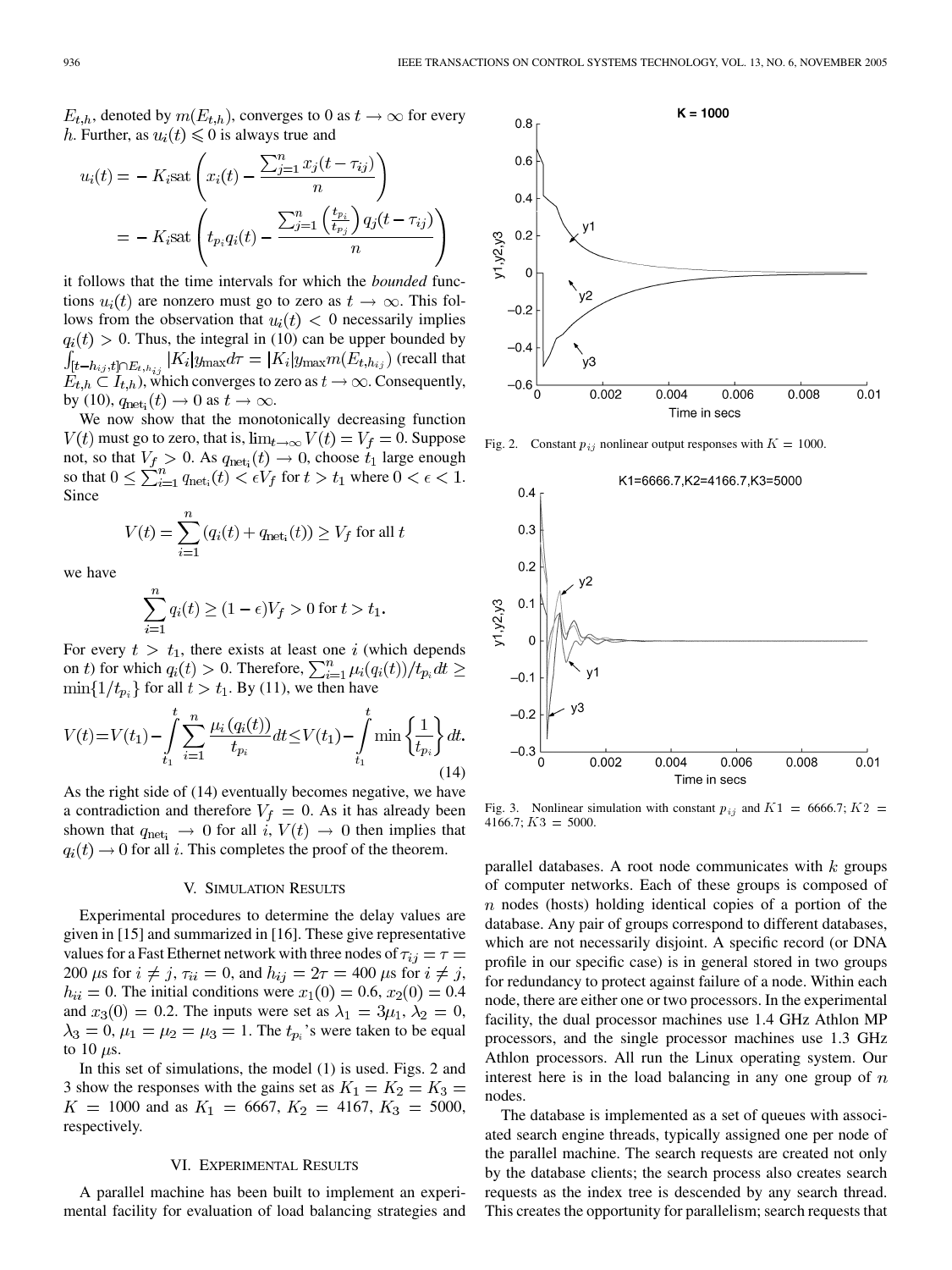$E_{t,h}$, denoted by $m(E_{t,h})$, converges to 0 as $t \to \infty$ for every $h$. Further, as $u_i(t) \leqslant 0$ is always true and

$$u_i(t) = -K_i \text{sat}\left(x_i(t) - \frac{\sum_{j=1}^{n} x_j(t-\tau_{ij})}{n}\right)$$
$$= -K_i \text{sat}\left(t_{p_i} q_i(t) - \frac{\sum_{j=1}^{n}\left(\frac{t_{p_i}}{t_{p_j}}\right) q_j(t-\tau_{ij})}{n}\right)$$

it follows that the time intervals for which the *bounded* functions $u_i(t)$ are nonzero must go to zero as $t \to \infty$. This follows from the observation that $u_i(t) < 0$ necessarily implies $q_i(t) > 0$. Thus, the integral in (10) can be upper bounded by $\int_{[t-h_{ij},t]\cap E_{t,h_{ij}}} |K_i| y_{\max} d\tau = |K_i| y_{\max} m(E_{t,h_{ij}})$ (recall that $E_{t,h} \subset I_{t,h}$), which converges to zero as $t \to \infty$. Consequently, by (10), $q_{\text{net}_i}(t) \to 0$ as $t \to \infty$.

We now show that the monotonically decreasing function $V(t)$ must go to zero, that is, $\lim_{t\to\infty} V(t) = V_f = 0$. Suppose not, so that $V_f > 0$. As $q_{\text{net}_i}(t) \to 0$, choose $t_1$ large enough so that $0 \leq \sum_{i=1}^{n} q_{\text{net}_i}(t) < \epsilon V_f$ for $t > t_1$ where $0 < \epsilon < 1$. Since

$$V(t) = \sum_{i=1}^{n} (q_i(t) + q_{\text{net}_i}(t)) \geq V_f \text{ for all } t$$

we have

$$\sum_{i=1}^{n} q_i(t) \geq (1-\epsilon)V_f > 0 \text{ for } t > t_1.$$

For every $t > t_1$, there exists at least one $i$ (which depends on $t$) for which $q_i(t) > 0$. Therefore, $\sum_{i=1}^{n} \mu_i(q_i(t))/t_{p_i} dt \geq \min\{1/t_{p_i}\}$ for all $t > t_1$. By (11), we then have

$$V(t) = V(t_1) - \int_{t_1}^{t} \sum_{i=1}^{n} \frac{\mu_i(q_i(t))}{t_{p_i}} dt \leq V(t_1) - \int_{t_1}^{t} \min\left\{\frac{1}{t_{p_i}}\right\} dt. \tag{14}$$

As the right side of (14) eventually becomes negative, we have a contradiction and therefore $V_f = 0$. As it has already been shown that $q_{\text{net}_i} \to 0$ for all $i$, $V(t) \to 0$ then implies that $q_i(t) \to 0$ for all $i$. This completes the proof of the theorem.

## V. Simulation Results

Experimental procedures to determine the delay values are given in [15] and summarized in [16]. These give representative values for a Fast Ethernet network with three nodes of $\tau_{ij} = \tau = 200$ $\mu$s for $i \neq j$, $\tau_{ii} = 0$, and $h_{ij} = 2\tau = 400$ $\mu$s for $i \neq j$, $h_{ii} = 0$. The initial conditions were $x_1(0) = 0.6$, $x_2(0) = 0.4$ and $x_3(0) = 0.2$. The inputs were set as $\lambda_1 = 3\mu_1$, $\lambda_2 = 0$, $\lambda_3 = 0$, $\mu_1 = \mu_2 = \mu_3 = 1$. The $t_{p_i}$'s were taken to be equal to 10 $\mu$s.

In this set of simulations, the model (1) is used. Figs. 2 and 3 show the responses with the gains set as $K_1 = K_2 = K_3 = K = 1000$ and as $K_1 = 6667$, $K_2 = 4167$, $K_3 = 5000$, respectively.

Fig. 2. Constant $p_{ij}$ nonlinear output responses with $K = 1000$.

Fig. 3. Nonlinear simulation with constant $p_{ij}$ and $K1 = 6666.7$; $K2 = 4166.7$; $K3 = 5000$.

## VI. Experimental Results

A parallel machine has been built to implement an experimental facility for evaluation of load balancing strategies and parallel databases. A root node communicates with $k$ groups of computer networks. Each of these groups is composed of $n$ nodes (hosts) holding identical copies of a portion of the database. Any pair of groups correspond to different databases, which are not necessarily disjoint. A specific record (or DNA profile in our specific case) is in general stored in two groups for redundancy to protect against failure of a node. Within each node, there are either one or two processors. In the experimental facility, the dual processor machines use 1.4 GHz Athlon MP processors, and the single processor machines use 1.3 GHz Athlon processors. All run the Linux operating system. Our interest here is in the load balancing in any one group of $n$ nodes.

The database is implemented as a set of queues with associated search engine threads, typically assigned one per node of the parallel machine. The search requests are created not only by the database clients; the search process also creates search requests as the index tree is descended by any search thread. This creates the opportunity for parallelism; search requests that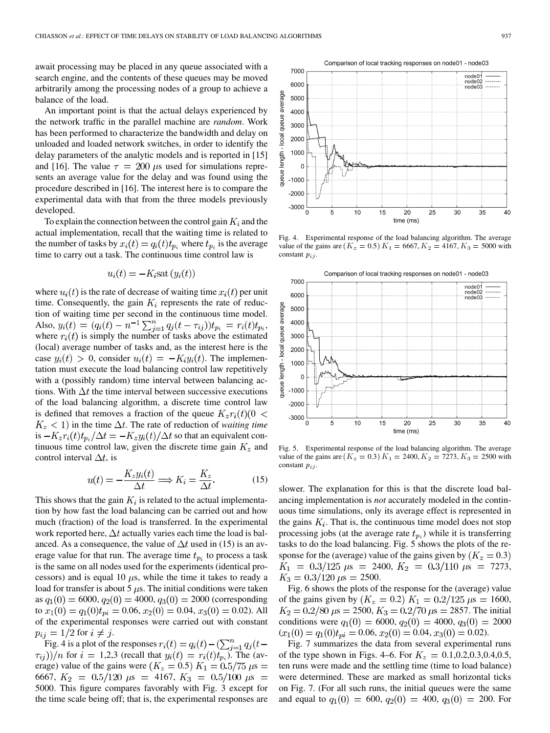await processing may be placed in any queue associated with a search engine, and the contents of these queues may be moved arbitrarily among the processing nodes of a group to achieve a balance of the load.

An important point is that the actual delays experienced by the network traffic in the parallel machine are *random*. Work has been performed to characterize the bandwidth and delay on unloaded and loaded network switches, in order to identify the delay parameters of the analytic models and is reported in [15] and [16]. The value $\tau = 200\ \mu$s used for simulations represents an average value for the delay and was found using the procedure described in [16]. The interest here is to compare the experimental data with that from the three models previously developed.

To explain the connection between the control gain $K_i$ and the actual implementation, recall that the waiting time is related to the number of tasks by $x_i(t) = q_i(t)t_{p_i}$ where $t_{p_i}$ is the average time to carry out a task. The continuous time control law is

$$u_i(t) = -K_i \text{sat}\,(y_i(t))$$

where $u_i(t)$ is the rate of decrease of waiting time $x_i(t)$ per unit time. Consequently, the gain $K_i$ represents the rate of reduction of waiting time per second in the continuous time model. Also, $y_i(t) = (q_i(t) - n^{-1}\sum_{j=1}^{n} q_j(t-\tau_{ij}))t_{p_i} = r_i(t)t_{p_i}$, where $r_i(t)$ is simply the number of tasks above the estimated (local) average number of tasks and, as the interest here is the case $y_i(t) > 0$, consider $u_i(t) = -K_i y_i(t)$. The implementation must execute the load balancing control law repetitively with a (possibly random) time interval between balancing actions. With $\Delta t$ the time interval between successive executions of the load balancing algorithm, a discrete time control law is defined that removes a fraction of the queue $K_z r_i(t)(0 < K_z < 1)$ in the time $\Delta t$. The rate of reduction of *waiting time* is $-K_z r_i(t)t_{p_i}/\Delta t = -K_z y_i(t)/\Delta t$ so that an equivalent continuous time control law, given the discrete time gain $K_z$ and control interval $\Delta t$, is

$$u(t) = -\frac{K_z y_i(t)}{\Delta t} \Longrightarrow K_i = \frac{K_z}{\Delta t}. \tag{15}$$

This shows that the gain $K_i$ is related to the actual implementation by how fast the load balancing can be carried out and how much (fraction) of the load is transferred. In the experimental work reported here, $\Delta t$ actually varies each time the load is balanced. As a consequence, the value of $\Delta t$ used in (15) is an average value for that run. The average time $t_{p_i}$ to process a task is the same on all nodes used for the experiments (identical processors) and is equal 10 $\mu$s, while the time it takes to ready a load for transfer is about 5 $\mu$s. The initial conditions were taken as $q_1(0) = 6000$, $q_2(0) = 4000$, $q_3(0) = 2000$ (corresponding to $x_1(0) = q_1(0)t_{pi} = 0.06$, $x_2(0) = 0.04$, $x_3(0) = 0.02$). All of the experimental responses were carried out with constant $p_{ij} = 1/2$ for $i \neq j$.

Fig. 4 is a plot of the responses $r_i(t) = q_i(t) - (\sum_{j=1}^{n} q_j(t-\tau_{ij}))/n$ for $i = 1,2,3$ (recall that $y_i(t) = r_i(t)t_{p_i}$). The (average) value of the gains were $(K_z = 0.5)$ $K_1 = 0.5/75\ \mu\text{s} = 6667$, $K_2 = 0.5/120\ \mu\text{s} = 4167$, $K_3 = 0.5/100\ \mu\text{s} = 5000$. This figure compares favorably with Fig. 3 except for the time scale being off; that is, the experimental responses are slower. The explanation for this is that the discrete load balancing implementation is *not* accurately modeled in the continuous time simulations, only its average effect is represented in the gains $K_i$. That is, the continuous time model does not stop processing jobs (at the average rate $t_{p_i}$) while it is transferring tasks to do the load balancing. Fig. 5 shows the plots of the response for the (average) value of the gains given by $(K_z = 0.3)$ $K_1 = 0.3/125\ \mu s = 2400$, $K_2 = 0.3/110\ \mu s = 7273$, $K_3 = 0.3/120\ \mu\text{s} = 2500$.

Fig. 4. Experimental response of the load balancing algorithm. The average value of the gains are $(K_z = 0.5)$ $K_1 = 6667$, $K_2 = 4167$, $K_3 = 5000$ with constant $p_{ij}$.

Fig. 5. Experimental response of the load balancing algorithm. The average value of the gains are $(K_z = 0.3)$ $K_1 = 2400$, $K_2 = 7273$, $K_3 = 2500$ with constant $p_{ij}$.

Fig. 6 shows the plots of the response for the (average) value of the gains given by $(K_z = 0.2)$ $K_1 = 0.2/125\ \mu\text{s} = 1600$, $K_2 = 0.2/80\ \mu\text{s} = 2500$, $K_3 = 0.2/70\ \mu\text{s} = 2857$. The initial conditions were $q_1(0) = 6000$, $q_2(0) = 4000$, $q_3(0) = 2000$ $(x_1(0) = q_1(0)t_{pi} = 0.06, x_2(0) = 0.04, x_3(0) = 0.02)$.

Fig. 7 summarizes the data from several experimental runs of the type shown in Figs. 4–6. For $K_z = 0.1,0.2,0.3,0.4,0.5$, ten runs were made and the settling time (time to load balance) were determined. These are marked as small horizontal ticks on Fig. 7. (For all such runs, the initial queues were the same and equal to $q_1(0) = 600$, $q_2(0) = 400$, $q_3(0) = 200$. For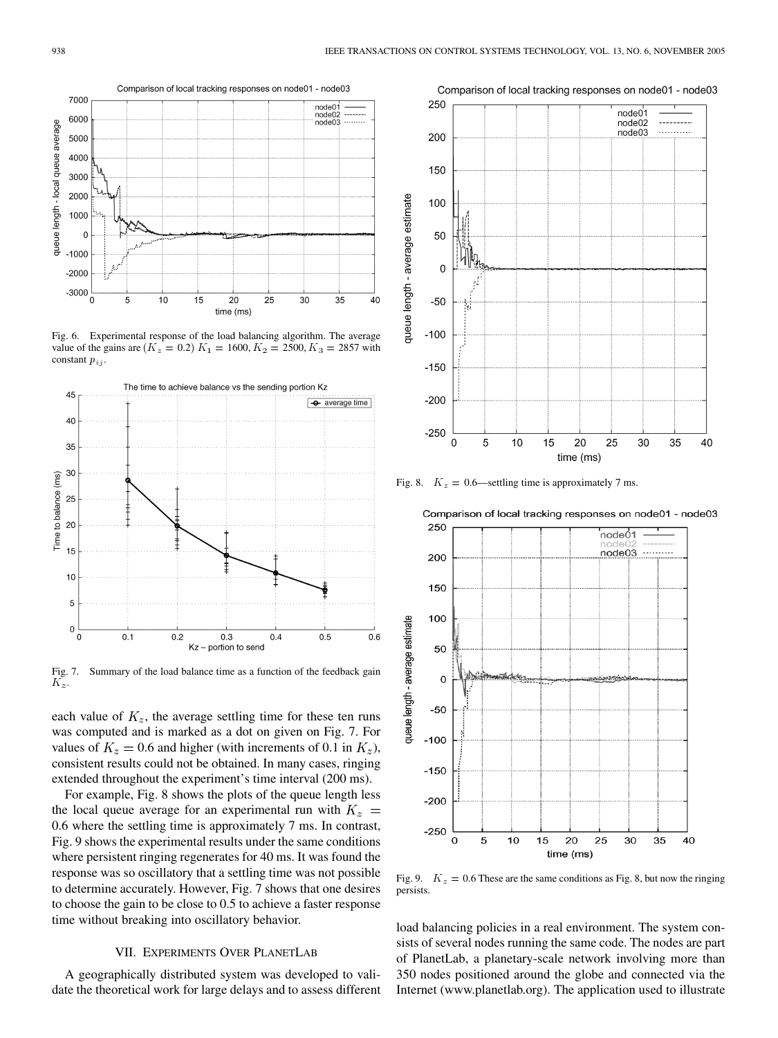Fig. 6. Experimental response of the load balancing algorithm. The average value of the gains are $(K_z = 0.2)$ $K_1 = 1600, K_2 = 2500, K_3 = 2857$ with constant $p_{ij}$.

Fig. 7. Summary of the load balance time as a function of the feedback gain $K_z$.

each value of $K_z$, the average settling time for these ten runs was computed and is marked as a dot on given on Fig. 7. For values of $K_z = 0.6$ and higher (with increments of 0.1 in $K_z$), consistent results could not be obtained. In many cases, ringing extended throughout the experiment's time interval (200 ms).

For example, Fig. 8 shows the plots of the queue length less the local queue average for an experimental run with $K_z = 0.6$ where the settling time is approximately 7 ms. In contrast, Fig. 9 shows the experimental results under the same conditions where persistent ringing regenerates for 40 ms. It was found the response was so oscillatory that a settling time was not possible to determine accurately. However, Fig. 7 shows that one desires to choose the gain to be close to 0.5 to achieve a faster response time without breaking into oscillatory behavior.

Fig. 8. $K_z = 0.6$—settling time is approximately 7 ms.

Fig. 9. $K_z = 0.6$ These are the same conditions as Fig. 8, but now the ringing persists.

## VII. Experiments Over PlanetLab

A geographically distributed system was developed to validate the theoretical work for large delays and to assess different load balancing policies in a real environment. The system consists of several nodes running the same code. The nodes are part of PlanetLab, a planetary-scale network involving more than 350 nodes positioned around the globe and connected via the Internet (www.planetlab.org). The application used to illustrate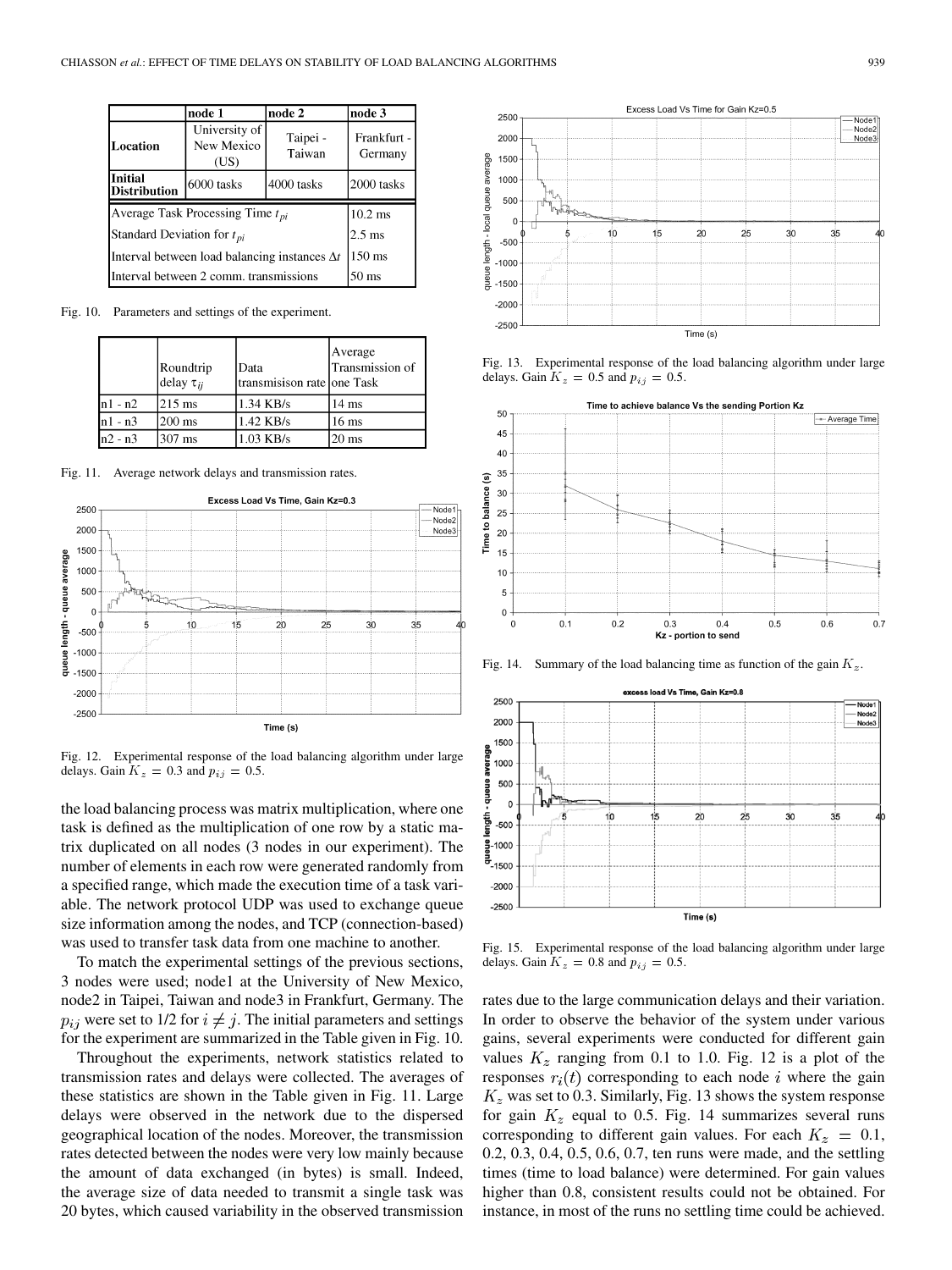|  | node 1 | node 2 | node 3 |
|---|---|---|---|
| **Location** | University of New Mexico (US) | Taipei - Taiwan | Frankfurt - Germany |
| **Initial Distribution** | 6000 tasks | 4000 tasks | 2000 tasks |

| | |
|---|---|
| Average Task Processing Time $t_{pi}$ | 10.2 ms |
| Standard Deviation for $t_{pi}$ | 2.5 ms |
| Interval between load balancing instances $\Delta t$ | 150 ms |
| Interval between 2 comm. transmissions | 50 ms |

Fig. 10. Parameters and settings of the experiment.

|  | Roundtrip delay $\tau_{ij}$ | Data transmisison rate | Average Transmission of one Task |
|---|---|---|---|
| n1 - n2 | 215 ms | 1.34 KB/s | 14 ms |
| n1 - n3 | 200 ms | 1.42 KB/s | 16 ms |
| n2 - n3 | 307 ms | 1.03 KB/s | 20 ms |

Fig. 11. Average network delays and transmission rates.

Fig. 12. Experimental response of the load balancing algorithm under large delays. Gain $K_z = 0.3$ and $p_{ij} = 0.5$.

the load balancing process was matrix multiplication, where one task is defined as the multiplication of one row by a static matrix duplicated on all nodes (3 nodes in our experiment). The number of elements in each row were generated randomly from a specified range, which made the execution time of a task variable. The network protocol UDP was used to exchange queue size information among the nodes, and TCP (connection-based) was used to transfer task data from one machine to another.

To match the experimental settings of the previous sections, 3 nodes were used; node1 at the University of New Mexico, node2 in Taipei, Taiwan and node3 in Frankfurt, Germany. The $p_{ij}$ were set to 1/2 for $i \neq j$. The initial parameters and settings for the experiment are summarized in the Table given in Fig. 10.

Throughout the experiments, network statistics related to transmission rates and delays were collected. The averages of these statistics are shown in the Table given in Fig. 11. Large delays were observed in the network due to the dispersed geographical location of the nodes. Moreover, the transmission rates detected between the nodes were very low mainly because the amount of data exchanged (in bytes) is small. Indeed, the average size of data needed to transmit a single task was 20 bytes, which caused variability in the observed transmission rates due to the large communication delays and their variation. In order to observe the behavior of the system under various gains, several experiments were conducted for different gain values $K_z$ ranging from 0.1 to 1.0. Fig. 12 is a plot of the responses $r_i(t)$ corresponding to each node $i$ where the gain $K_z$ was set to 0.3. Similarly, Fig. 13 shows the system response for gain $K_z$ equal to 0.5. Fig. 14 summarizes several runs corresponding to different gain values. For each $K_z = 0.1$, 0.2, 0.3, 0.4, 0.5, 0.6, 0.7, ten runs were made, and the settling times (time to load balance) were determined. For gain values higher than 0.8, consistent results could not be obtained. For instance, in most of the runs no settling time could be achieved.

Fig. 13. Experimental response of the load balancing algorithm under large delays. Gain $K_z = 0.5$ and $p_{ij} = 0.5$.

Fig. 14. Summary of the load balancing time as function of the gain $K_z$.

Fig. 15. Experimental response of the load balancing algorithm under large delays. Gain $K_z = 0.8$ and $p_{ij} = 0.5$.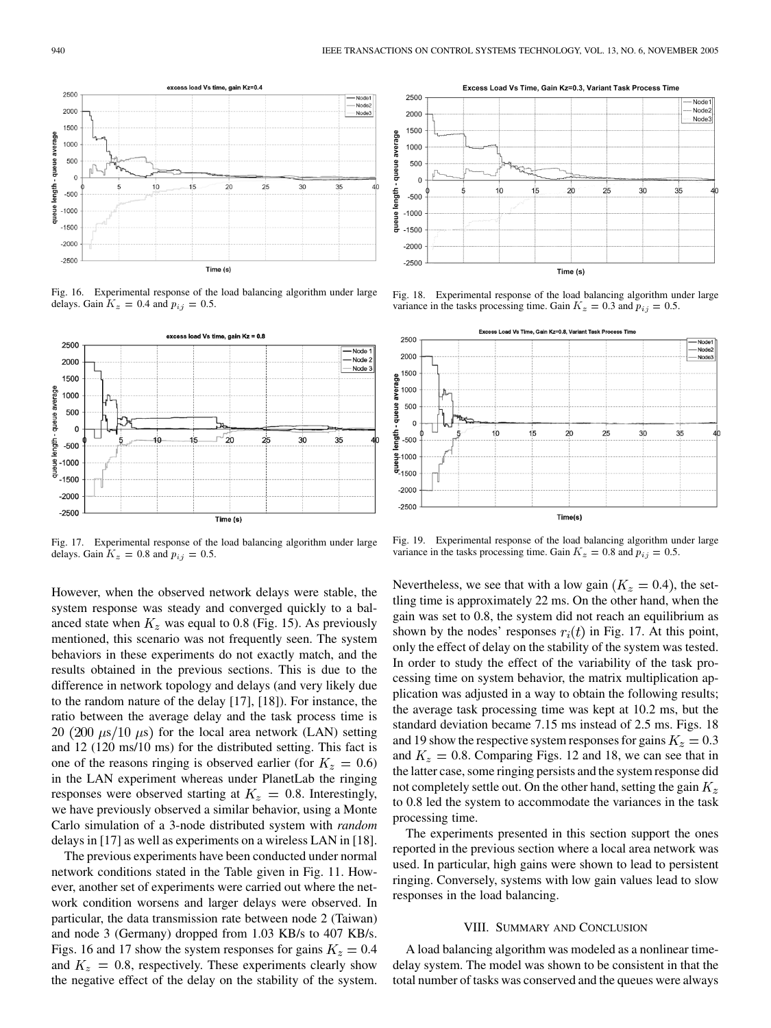Fig. 16. Experimental response of the load balancing algorithm under large delays. Gain $K_z = 0.4$ and $p_{ij} = 0.5$.

Fig. 17. Experimental response of the load balancing algorithm under large delays. Gain $K_z = 0.8$ and $p_{ij} = 0.5$.

Fig. 18. Experimental response of the load balancing algorithm under large variance in the tasks processing time. Gain $K_z = 0.3$ and $p_{ij} = 0.5$.

Fig. 19. Experimental response of the load balancing algorithm under large variance in the tasks processing time. Gain $K_z = 0.8$ and $p_{ij} = 0.5$.

However, when the observed network delays were stable, the system response was steady and converged quickly to a balanced state when $K_z$ was equal to 0.8 (Fig. 15). As previously mentioned, this scenario was not frequently seen. The system behaviors in these experiments do not exactly match, and the results obtained in the previous sections. This is due to the difference in network topology and delays (and very likely due to the random nature of the delay [17], [18]). For instance, the ratio between the average delay and the task process time is 20 ($200\ \mu$s/$10\ \mu$s) for the local area network (LAN) setting and 12 (120 ms/10 ms) for the distributed setting. This fact is one of the reasons ringing is observed earlier (for $K_z = 0.6$) in the LAN experiment whereas under PlanetLab the ringing responses were observed starting at $K_z = 0.8$. Interestingly, we have previously observed a similar behavior, using a Monte Carlo simulation of a 3-node distributed system with *random* delays in [17] as well as experiments on a wireless LAN in [18].

The previous experiments have been conducted under normal network conditions stated in the Table given in Fig. 11. However, another set of experiments were carried out where the network condition worsens and larger delays were observed. In particular, the data transmission rate between node 2 (Taiwan) and node 3 (Germany) dropped from 1.03 KB/s to 407 KB/s. Figs. 16 and 17 show the system responses for gains $K_z = 0.4$ and $K_z = 0.8$, respectively. These experiments clearly show the negative effect of the delay on the stability of the system. Nevertheless, we see that with a low gain ($K_z = 0.4$), the settling time is approximately 22 ms. On the other hand, when the gain was set to 0.8, the system did not reach an equilibrium as shown by the nodes' responses $r_i(t)$ in Fig. 17. At this point, only the effect of delay on the stability of the system was tested. In order to study the effect of the variability of the task processing time on system behavior, the matrix multiplication application was adjusted in a way to obtain the following results; the average task processing time was kept at 10.2 ms, but the standard deviation became 7.15 ms instead of 2.5 ms. Figs. 18 and 19 show the respective system responses for gains $K_z = 0.3$ and $K_z = 0.8$. Comparing Figs. 12 and 18, we can see that in the latter case, some ringing persists and the system response did not completely settle out. On the other hand, setting the gain $K_z$ to 0.8 led the system to accommodate the variances in the task processing time.

The experiments presented in this section support the ones reported in the previous section where a local area network was used. In particular, high gains were shown to lead to persistent ringing. Conversely, systems with low gain values lead to slow responses in the load balancing.

## VIII. Summary and Conclusion

A load balancing algorithm was modeled as a nonlinear time-delay system. The model was shown to be consistent in that the total number of tasks was conserved and the queues were always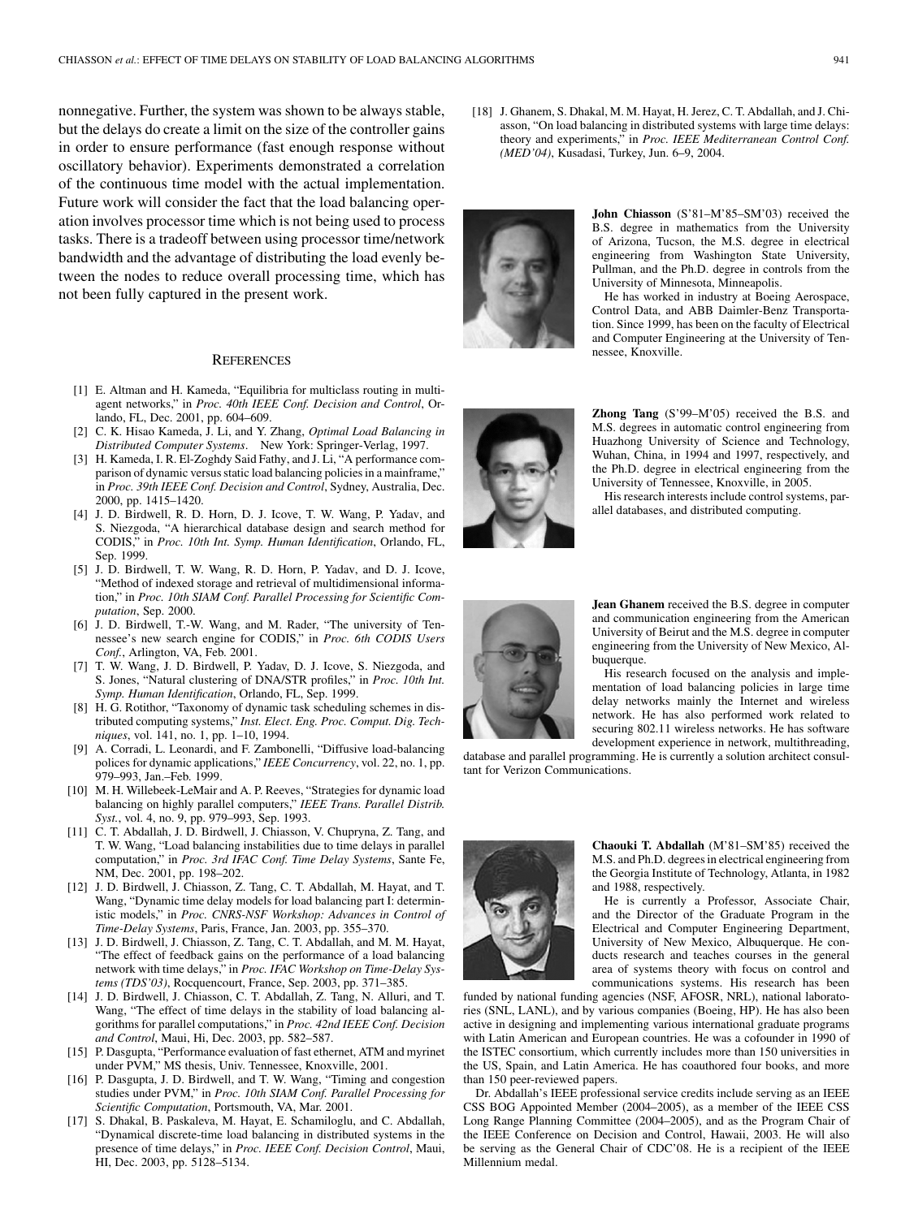nonnegative. Further, the system was shown to be always stable, but the delays do create a limit on the size of the controller gains in order to ensure performance (fast enough response without oscillatory behavior). Experiments demonstrated a correlation of the continuous time model with the actual implementation. Future work will consider the fact that the load balancing operation involves processor time which is not being used to process tasks. There is a tradeoff between using processor time/network bandwidth and the advantage of distributing the load evenly between the nodes to reduce overall processing time, which has not been fully captured in the present work.

## REFERENCES

[1] E. Altman and H. Kameda, "Equilibria for multiclass routing in multi-agent networks," in *Proc. 40th IEEE Conf. Decision and Control*, Orlando, FL, Dec. 2001, pp. 604–609.

[2] C. K. Hisao Kameda, J. Li, and Y. Zhang, *Optimal Load Balancing in Distributed Computer Systems*. New York: Springer-Verlag, 1997.

[3] H. Kameda, I. R. El-Zoghdy Said Fathy, and J. Li, "A performance comparison of dynamic versus static load balancing policies in a mainframe," in *Proc. 39th IEEE Conf. Decision and Control*, Sydney, Australia, Dec. 2000, pp. 1415–1420.

[4] J. D. Birdwell, R. D. Horn, D. J. Icove, T. W. Wang, P. Yadav, and S. Niezgoda, "A hierarchical database design and search method for CODIS," in *Proc. 10th Int. Symp. Human Identification*, Orlando, FL, Sep. 1999.

[5] J. D. Birdwell, T. W. Wang, R. D. Horn, P. Yadav, and D. J. Icove, "Method of indexed storage and retrieval of multidimensional information," in *Proc. 10th SIAM Conf. Parallel Processing for Scientific Computation*, Sep. 2000.

[6] J. D. Birdwell, T.-W. Wang, and M. Rader, "The university of Tennessee's new search engine for CODIS," in *Proc. 6th CODIS Users Conf.*, Arlington, VA, Feb. 2001.

[7] T. W. Wang, J. D. Birdwell, P. Yadav, D. J. Icove, S. Niezgoda, and S. Jones, "Natural clustering of DNA/STR profiles," in *Proc. 10th Int. Symp. Human Identification*, Orlando, FL, Sep. 1999.

[8] H. G. Rotithor, "Taxonomy of dynamic task scheduling schemes in distributed computing systems," *Inst. Elect. Eng. Proc. Comput. Dig. Techniques*, vol. 141, no. 1, pp. 1–10, 1994.

[9] A. Corradi, L. Leonardi, and F. Zambonelli, "Diffusive load-balancing polices for dynamic applications," *IEEE Concurrency*, vol. 22, no. 1, pp. 979–993, Jan.–Feb. 1999.

[10] M. H. Willebeek-LeMair and A. P. Reeves, "Strategies for dynamic load balancing on highly parallel computers," *IEEE Trans. Parallel Distrib. Syst.*, vol. 4, no. 9, pp. 979–993, Sep. 1993.

[11] C. T. Abdallah, J. D. Birdwell, J. Chiasson, V. Chupryna, Z. Tang, and T. W. Wang, "Load balancing instabilities due to time delays in parallel computation," in *Proc. 3rd IFAC Conf. Time Delay Systems*, Sante Fe, NM, Dec. 2001, pp. 198–202.

[12] J. D. Birdwell, J. Chiasson, Z. Tang, C. T. Abdallah, M. Hayat, and T. Wang, "Dynamic time delay models for load balancing part I: deterministic models," in *Proc. CNRS-NSF Workshop: Advances in Control of Time-Delay Systems*, Paris, France, Jan. 2003, pp. 355–370.

[13] J. D. Birdwell, J. Chiasson, Z. Tang, C. T. Abdallah, and M. M. Hayat, "The effect of feedback gains on the performance of a load balancing network with time delays," in *Proc. IFAC Workshop on Time-Delay Systems (TDS'03)*, Rocquencourt, France, Sep. 2003, pp. 371–385.

[14] J. D. Birdwell, J. Chiasson, C. T. Abdallah, Z. Tang, N. Alluri, and T. Wang, "The effect of time delays in the stability of load balancing algorithms for parallel computations," in *Proc. 42nd IEEE Conf. Decision and Control*, Maui, Hi, Dec. 2003, pp. 582–587.

[15] P. Dasgupta, "Performance evaluation of fast ethernet, ATM and myrinet under PVM," MS thesis, Univ. Tennessee, Knoxville, 2001.

[16] P. Dasgupta, J. D. Birdwell, and T. W. Wang, "Timing and congestion studies under PVM," in *Proc. 10th SIAM Conf. Parallel Processing for Scientific Computation*, Portsmouth, VA, Mar. 2001.

[17] S. Dhakal, B. Paskaleva, M. Hayat, E. Schamiloglu, and C. Abdallah, "Dynamical discrete-time load balancing in distributed systems in the presence of time delays," in *Proc. IEEE Conf. Decision Control*, Maui, HI, Dec. 2003, pp. 5128–5134.

[18] J. Ghanem, S. Dhakal, M. M. Hayat, H. Jerez, C. T. Abdallah, and J. Chiasson, "On load balancing in distributed systems with large time delays: theory and experiments," in *Proc. IEEE Mediterranean Control Conf. (MED'04)*, Kusadasi, Turkey, Jun. 6–9, 2004.

**John Chiasson** (S'81–M'85–SM'03) received the B.S. degree in mathematics from the University of Arizona, Tucson, the M.S. degree in electrical engineering from Washington State University, Pullman, and the Ph.D. degree in controls from the University of Minnesota, Minneapolis.

He has worked in industry at Boeing Aerospace, Control Data, and ABB Daimler-Benz Transportation. Since 1999, has been on the faculty of Electrical and Computer Engineering at the University of Tennessee, Knoxville.

**Zhong Tang** (S'99–M'05) received the B.S. and M.S. degrees in automatic control engineering from Huazhong University of Science and Technology, Wuhan, China, in 1994 and 1997, respectively, and the Ph.D. degree in electrical engineering from the University of Tennessee, Knoxville, in 2005.

His research interests include control systems, parallel databases, and distributed computing.

**Jean Ghanem** received the B.S. degree in computer and communication engineering from the American University of Beirut and the M.S. degree in computer engineering from the University of New Mexico, Albuquerque.

His research focused on the analysis and implementation of load balancing policies in large time delay networks mainly the Internet and wireless network. He has also performed work related to securing 802.11 wireless networks. He has software development experience in network, multithreading, database and parallel programming. He is currently a solution architect consultant for Verizon Communications.

**Chaouki T. Abdallah** (M'81–SM'85) received the M.S. and Ph.D. degrees in electrical engineering from the Georgia Institute of Technology, Atlanta, in 1982 and 1988, respectively.

He is currently a Professor, Associate Chair, and the Director of the Graduate Program in the Electrical and Computer Engineering Department, University of New Mexico, Albuquerque. He conducts research and teaches courses in the general area of systems theory with focus on control and communications systems. His research has been funded by national funding agencies (NSF, AFOSR, NRL), national laboratories (SNL, LANL), and by various companies (Boeing, HP). He has also been active in designing and implementing various international graduate programs with Latin American and European countries. He was a cofounder in 1990 of the ISTEC consortium, which currently includes more than 150 universities in the US, Spain, and Latin America. He has coauthored four books, and more than 150 peer-reviewed papers.

Dr. Abdallah's IEEE professional service credits include serving as an IEEE CSS BOG Appointed Member (2004–2005), as a member of the IEEE CSS Long Range Planning Committee (2004–2005), and as the Program Chair of the IEEE Conference on Decision and Control, Hawaii, 2003. He will also be serving as the General Chair of CDC'08. He is a recipient of the IEEE Millennium medal.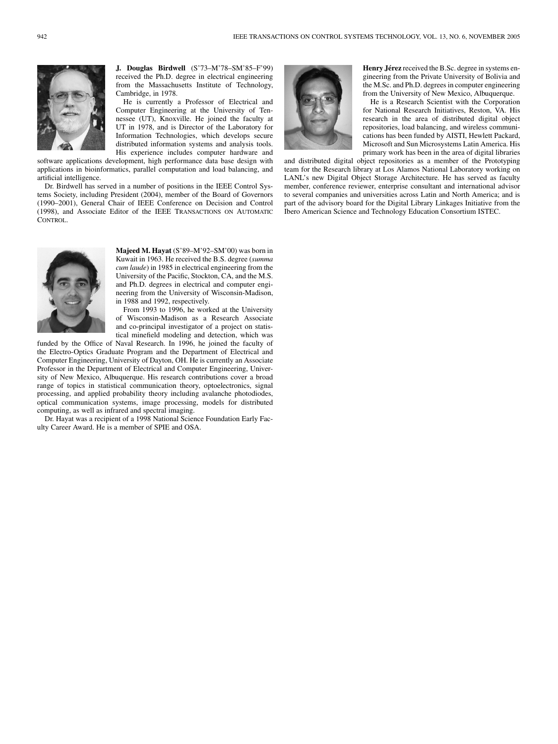**J. Douglas Birdwell** (S'73–M'78–SM'85–F'99) received the Ph.D. degree in electrical engineering from the Massachusetts Institute of Technology, Cambridge, in 1978.

He is currently a Professor of Electrical and Computer Engineering at the University of Tennessee (UT), Knoxville. He joined the faculty at UT in 1978, and is Director of the Laboratory for Information Technologies, which develops secure distributed information systems and analysis tools. His experience includes computer hardware and software applications development, high performance data base design with applications in bioinformatics, parallel computation and load balancing, and artificial intelligence.

Dr. Birdwell has served in a number of positions in the IEEE Control Systems Society, including President (2004), member of the Board of Governors (1990–2001), General Chair of IEEE Conference on Decision and Control (1998), and Associate Editor of the IEEE TRANSACTIONS ON AUTOMATIC CONTROL.

**Majeed M. Hayat** (S'89–M'92–SM'00) was born in Kuwait in 1963. He received the B.S. degree (*summa cum laude*) in 1985 in electrical engineering from the University of the Pacific, Stockton, CA, and the M.S. and Ph.D. degrees in electrical and computer engineering from the University of Wisconsin-Madison, in 1988 and 1992, respectively.

From 1993 to 1996, he worked at the University of Wisconsin-Madison as a Research Associate and co-principal investigator of a project on statistical minefield modeling and detection, which was funded by the Office of Naval Research. In 1996, he joined the faculty of the Electro-Optics Graduate Program and the Department of Electrical and Computer Engineering, University of Dayton, OH. He is currently an Associate Professor in the Department of Electrical and Computer Engineering, University of New Mexico, Albuquerque. His research contributions cover a broad range of topics in statistical communication theory, optoelectronics, signal processing, and applied probability theory including avalanche photodiodes, optical communication systems, image processing, models for distributed computing, as well as infrared and spectral imaging.

Dr. Hayat was a recipient of a 1998 National Science Foundation Early Faculty Career Award. He is a member of SPIE and OSA.

**Henry Jérez** received the B.Sc. degree in systems engineering from the Private University of Bolivia and the M.Sc. and Ph.D. degrees in computer engineering from the University of New Mexico, Albuquerque.

He is a Research Scientist with the Corporation for National Research Initiatives, Reston, VA. His research in the area of distributed digital object repositories, load balancing, and wireless communications has been funded by AISTI, Hewlett Packard, Microsoft and Sun Microsystems Latin America. His primary work has been in the area of digital libraries and distributed digital object repositories as a member of the Prototyping team for the Research library at Los Alamos National Laboratory working on LANL's new Digital Object Storage Architecture. He has served as faculty member, conference reviewer, enterprise consultant and international advisor to several companies and universities across Latin and North America; and is part of the advisory board for the Digital Library Linkages Initiative from the Ibero American Science and Technology Education Consortium ISTEC.